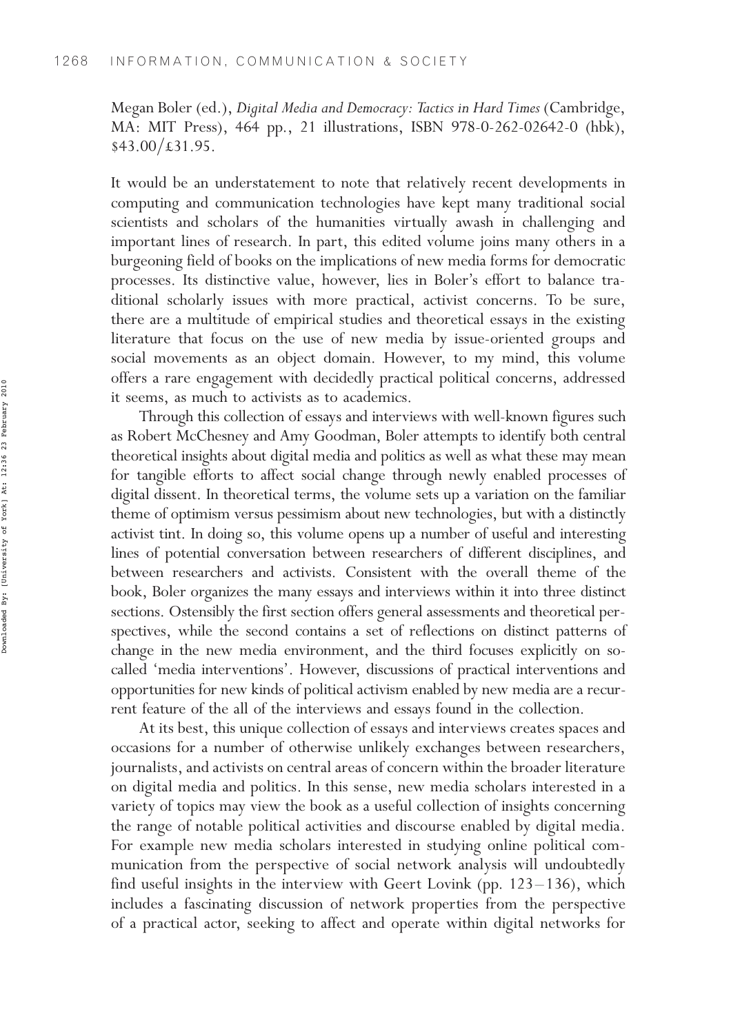Megan Boler (ed.), *Digital Media and Democracy: Tactics in Hard Times* (Cambridge, MA: MIT Press), 464 pp., 21 illustrations, ISBN 978-0-262-02642-0 (hbk), $43.00/£31.95.

It would be an understatement to note that relatively recent developments in computing and communication technologies have kept many traditional social scientists and scholars of the humanities virtually awash in challenging and important lines of research. In part, this edited volume joins many others in a burgeoning field of books on the implications of new media forms for democratic processes. Its distinctive value, however, lies in Boler's effort to balance traditional scholarly issues with more practical, activist concerns. To be sure, there are a multitude of empirical studies and theoretical essays in the existing literature that focus on the use of new media by issue-oriented groups and social movements as an object domain. However, to my mind, this volume offers a rare engagement with decidedly practical political concerns, addressed it seems, as much to activists as to academics.

Through this collection of essays and interviews with well-known figures such as Robert McChesney and Amy Goodman, Boler attempts to identify both central theoretical insights about digital media and politics as well as what these may mean for tangible efforts to affect social change through newly enabled processes of digital dissent. In theoretical terms, the volume sets up a variation on the familiar theme of optimism versus pessimism about new technologies, but with a distinctly activist tint. In doing so, this volume opens up a number of useful and interesting lines of potential conversation between researchers of different disciplines, and between researchers and activists. Consistent with the overall theme of the book, Boler organizes the many essays and interviews within it into three distinct sections. Ostensibly the first section offers general assessments and theoretical perspectives, while the second contains a set of reflections on distinct patterns of change in the new media environment, and the third focuses explicitly on so-called 'media interventions'. However, discussions of practical interventions and opportunities for new kinds of political activism enabled by new media are a recurrent feature of the all of the interviews and essays found in the collection.

At its best, this unique collection of essays and interviews creates spaces and occasions for a number of otherwise unlikely exchanges between researchers, journalists, and activists on central areas of concern within the broader literature on digital media and politics. In this sense, new media scholars interested in a variety of topics may view the book as a useful collection of insights concerning the range of notable political activities and discourse enabled by digital media. For example new media scholars interested in studying online political communication from the perspective of social network analysis will undoubtedly find useful insights in the interview with Geert Lovink (pp. 123–136), which includes a fascinating discussion of network properties from the perspective of a practical actor, seeking to affect and operate within digital networks for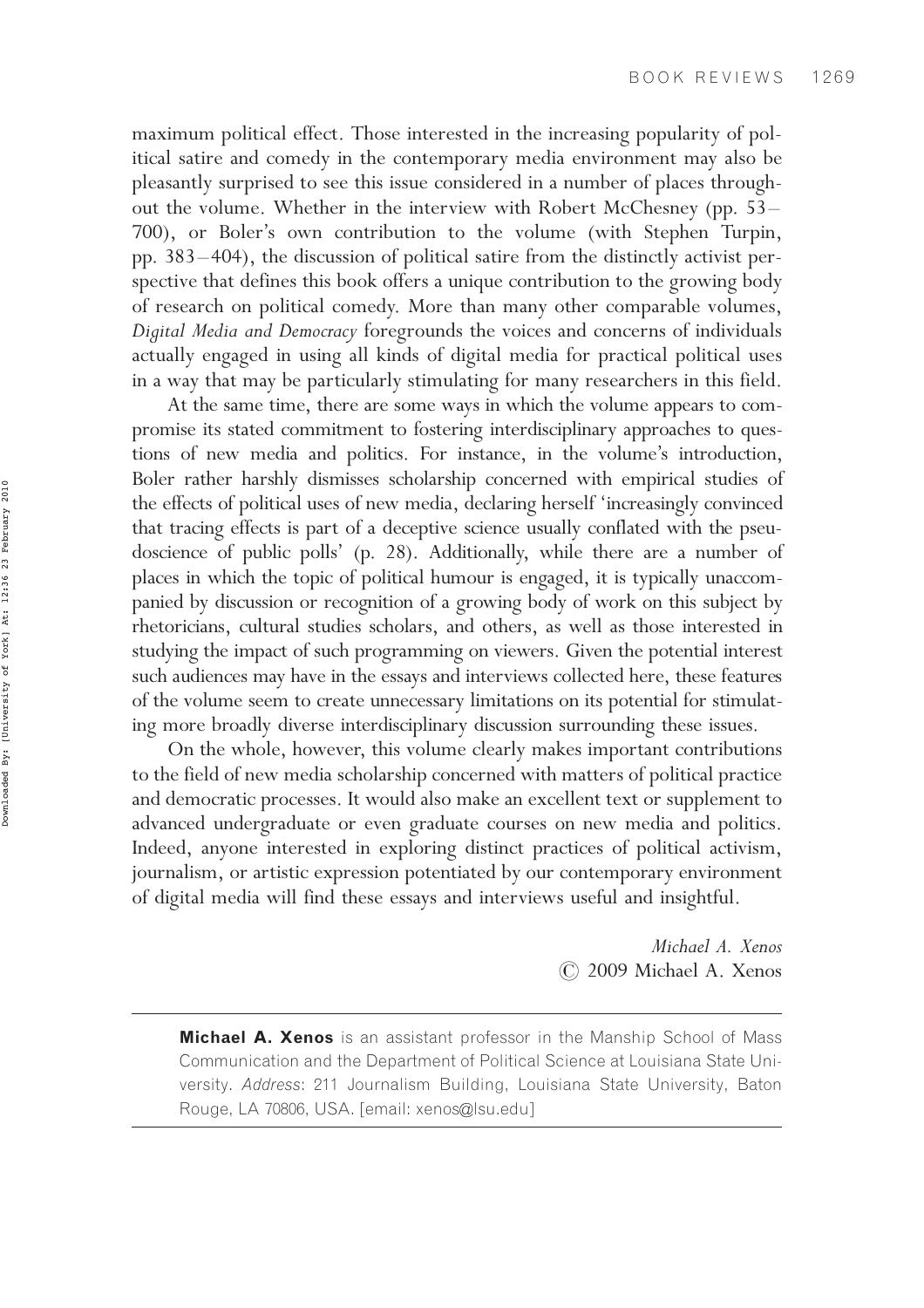maximum political effect. Those interested in the increasing popularity of political satire and comedy in the contemporary media environment may also be pleasantly surprised to see this issue considered in a number of places throughout the volume. Whether in the interview with Robert McChesney (pp. 53–700), or Boler's own contribution to the volume (with Stephen Turpin, pp. 383–404), the discussion of political satire from the distinctly activist perspective that defines this book offers a unique contribution to the growing body of research on political comedy. More than many other comparable volumes, *Digital Media and Democracy* foregrounds the voices and concerns of individuals actually engaged in using all kinds of digital media for practical political uses in a way that may be particularly stimulating for many researchers in this field.

At the same time, there are some ways in which the volume appears to compromise its stated commitment to fostering interdisciplinary approaches to questions of new media and politics. For instance, in the volume's introduction, Boler rather harshly dismisses scholarship concerned with empirical studies of the effects of political uses of new media, declaring herself 'increasingly convinced that tracing effects is part of a deceptive science usually conflated with the pseudoscience of public polls' (p. 28). Additionally, while there are a number of places in which the topic of political humour is engaged, it is typically unaccompanied by discussion or recognition of a growing body of work on this subject by rhetoricians, cultural studies scholars, and others, as well as those interested in studying the impact of such programming on viewers. Given the potential interest such audiences may have in the essays and interviews collected here, these features of the volume seem to create unnecessary limitations on its potential for stimulating more broadly diverse interdisciplinary discussion surrounding these issues.

On the whole, however, this volume clearly makes important contributions to the field of new media scholarship concerned with matters of political practice and democratic processes. It would also make an excellent text or supplement to advanced undergraduate or even graduate courses on new media and politics. Indeed, anyone interested in exploring distinct practices of political activism, journalism, or artistic expression potentiated by our contemporary environment of digital media will find these essays and interviews useful and insightful.

*Michael A. Xenos*
© 2009 Michael A. Xenos

**Michael A. Xenos** is an assistant professor in the Manship School of Mass Communication and the Department of Political Science at Louisiana State University. *Address*: 211 Journalism Building, Louisiana State University, Baton Rouge, LA 70806, USA. [email: xenos@lsu.edu]